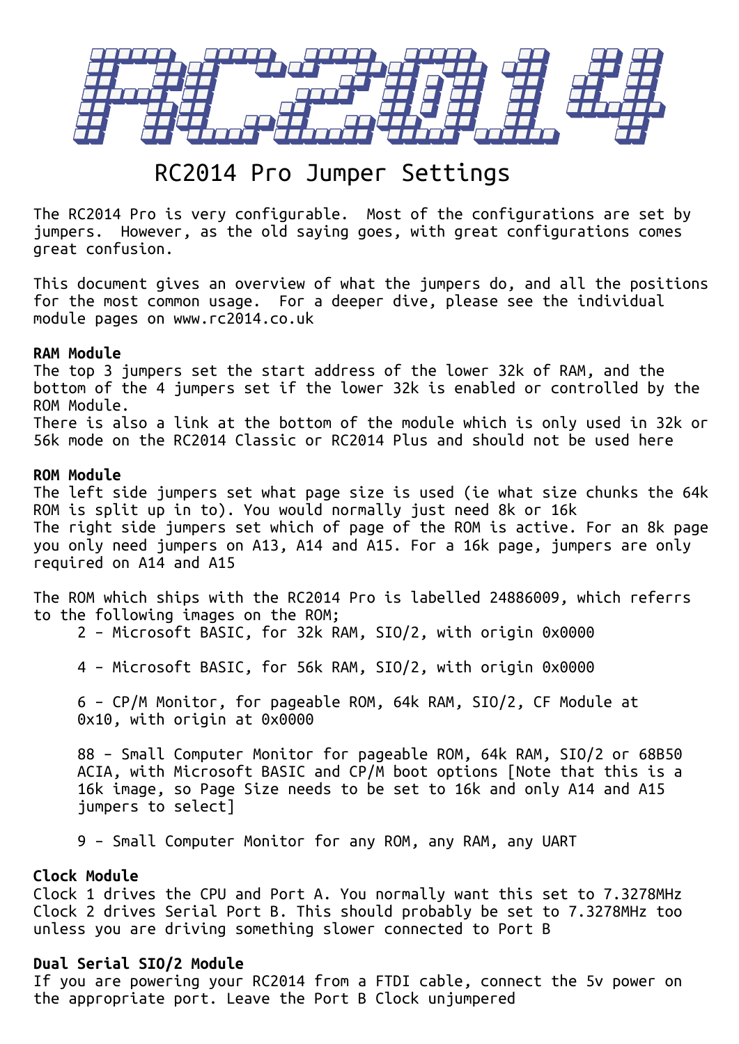# RC2014

## RC2014 Pro Jumper Settings

The RC2014 Pro is very configurable. Most of the configurations are set by jumpers. However, as the old saying goes, with great configurations comes great confusion.

This document gives an overview of what the jumpers do, and all the positions for the most common usage. For a deeper dive, please see the individual module pages on www.rc2014.co.uk

**RAM Module**
The top 3 jumpers set the start address of the lower 32k of RAM, and the bottom of the 4 jumpers set if the lower 32k is enabled or controlled by the ROM Module.
There is also a link at the bottom of the module which is only used in 32k or 56k mode on the RC2014 Classic or RC2014 Plus and should not be used here

**ROM Module**
The left side jumpers set what page size is used (ie what size chunks the 64k ROM is split up in to). You would normally just need 8k or 16k
The right side jumpers set which of page of the ROM is active. For an 8k page you only need jumpers on A13, A14 and A15. For a 16k page, jumpers are only required on A14 and A15

The ROM which ships with the RC2014 Pro is labelled 24886009, which referrs to the following images on the ROM;

2 - Microsoft BASIC, for 32k RAM, SIO/2, with origin 0x0000

4 - Microsoft BASIC, for 56k RAM, SIO/2, with origin 0x0000

6 - CP/M Monitor, for pageable ROM, 64k RAM, SIO/2, CF Module at 0x10, with origin at 0x0000

88 - Small Computer Monitor for pageable ROM, 64k RAM, SIO/2 or 68B50 ACIA, with Microsoft BASIC and CP/M boot options [Note that this is a 16k image, so Page Size needs to be set to 16k and only A14 and A15 jumpers to select]

9 - Small Computer Monitor for any ROM, any RAM, any UART

**Clock Module**
Clock 1 drives the CPU and Port A. You normally want this set to 7.3278MHz
Clock 2 drives Serial Port B. This should probably be set to 7.3278MHz too unless you are driving something slower connected to Port B

**Dual Serial SIO/2 Module**
If you are powering your RC2014 from a FTDI cable, connect the 5v power on the appropriate port. Leave the Port B Clock unjumpered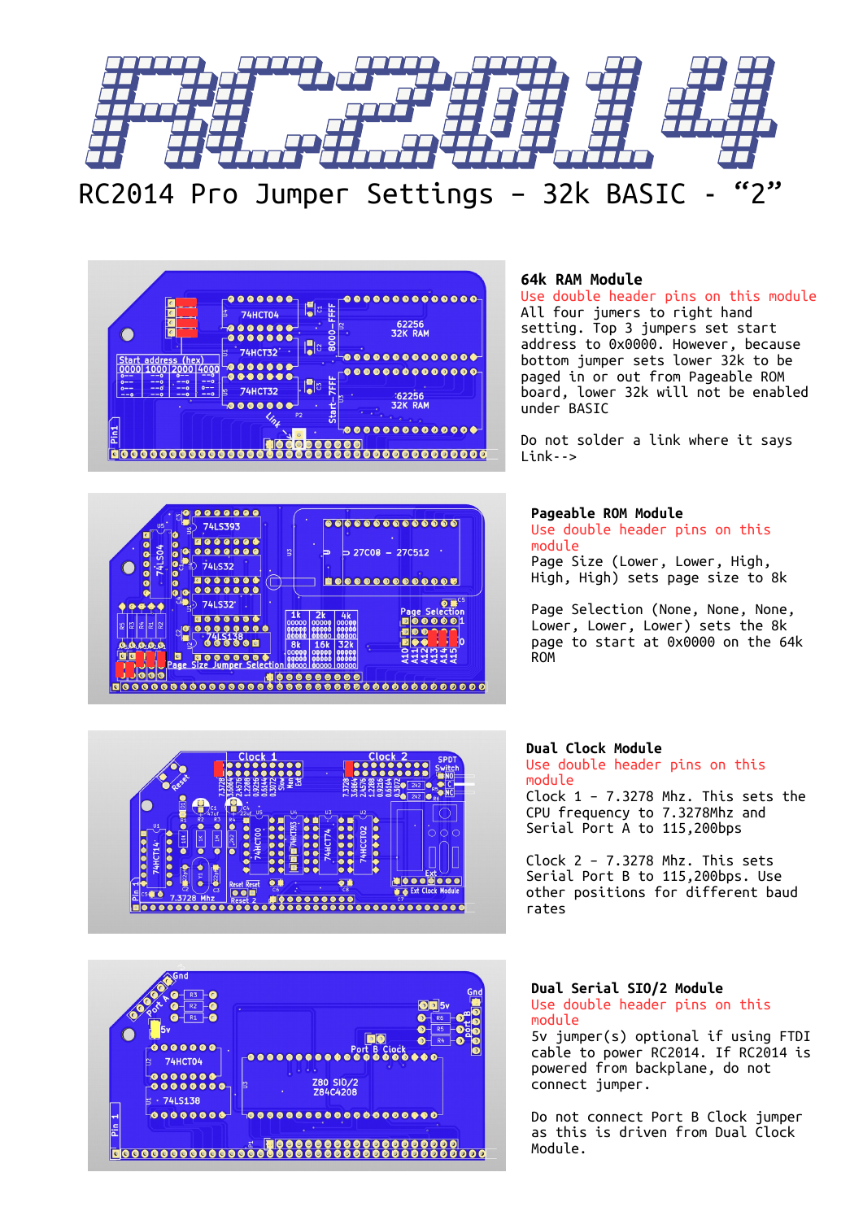# RC2014 Pro Jumper Settings – 32k BASIC - “2”

## 64k RAM Module

Use double header pins on this module

All four jumers to right hand setting. Top 3 jumpers set start address to 0x0000. However, because bottom jumper sets lower 32k to be paged in or out from Pageable ROM board, lower 32k will not be enabled under BASIC

Do not solder a link where it says Link-->

## Pageable ROM Module

Use double header pins on this module

Page Size (Lower, Lower, High, High, High) sets page size to 8k

Page Selection (None, None, None, Lower, Lower, Lower) sets the 8k page to start at 0x0000 on the 64k ROM

## Dual Clock Module

Use double header pins on this module

Clock 1 - 7.3278 Mhz. This sets the CPU frequency to 7.3278Mhz and Serial Port A to 115,200bps

Clock 2 - 7.3278 Mhz. This sets Serial Port B to 115,200bps. Use other positions for different baud rates

## Dual Serial SIO/2 Module

Use double header pins on this module

5v jumper(s) optional if using FTDI cable to power RC2014. If RC2014 is powered from backplane, do not connect jumper.

Do not connect Port B Clock jumper as this is driven from Dual Clock Module.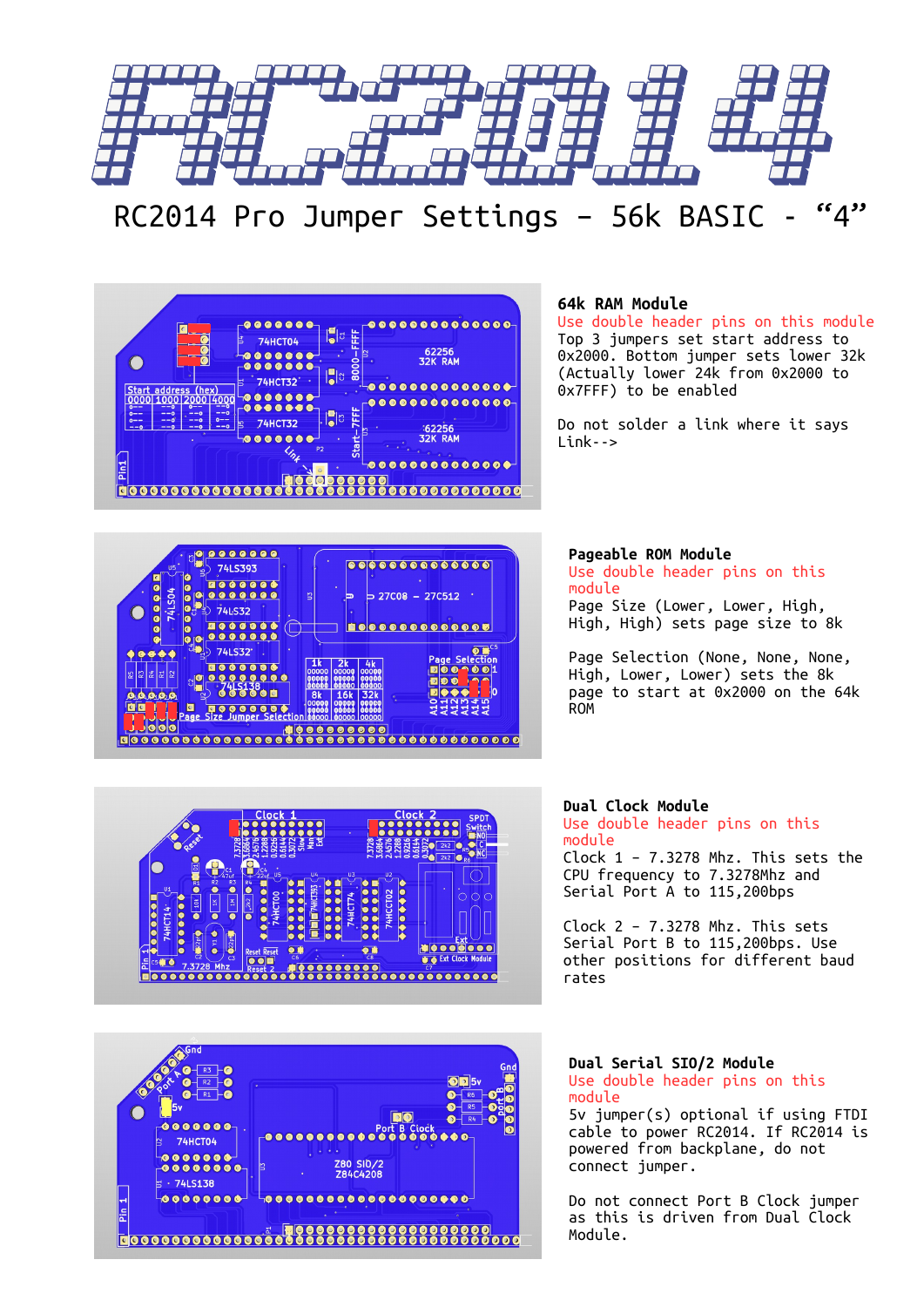# RC2014 Pro Jumper Settings - 56k BASIC - “4”

### 64k RAM Module

Use double header pins on this module

Top 3 jumpers set start address to 0x2000. Bottom jumper sets lower 32k (Actually lower 24k from 0x2000 to 0x7FFF) to be enabled

Do not solder a link where it says Link-->

### Pageable ROM Module

Use double header pins on this module

Page Size (Lower, Lower, High, High, High) sets page size to 8k

Page Selection (None, None, None, High, Lower, Lower) sets the 8k page to start at 0x2000 on the 64k ROM

### Dual Clock Module

Use double header pins on this module

Clock 1 - 7.3278 Mhz. This sets the CPU frequency to 7.3278Mhz and Serial Port A to 115,200bps

Clock 2 - 7.3278 Mhz. This sets Serial Port B to 115,200bps. Use other positions for different baud rates

### Dual Serial SIO/2 Module

Use double header pins on this module

5v jumper(s) optional if using FTDI cable to power RC2014. If RC2014 is powered from backplane, do not connect jumper.

Do not connect Port B Clock jumper as this is driven from Dual Clock Module.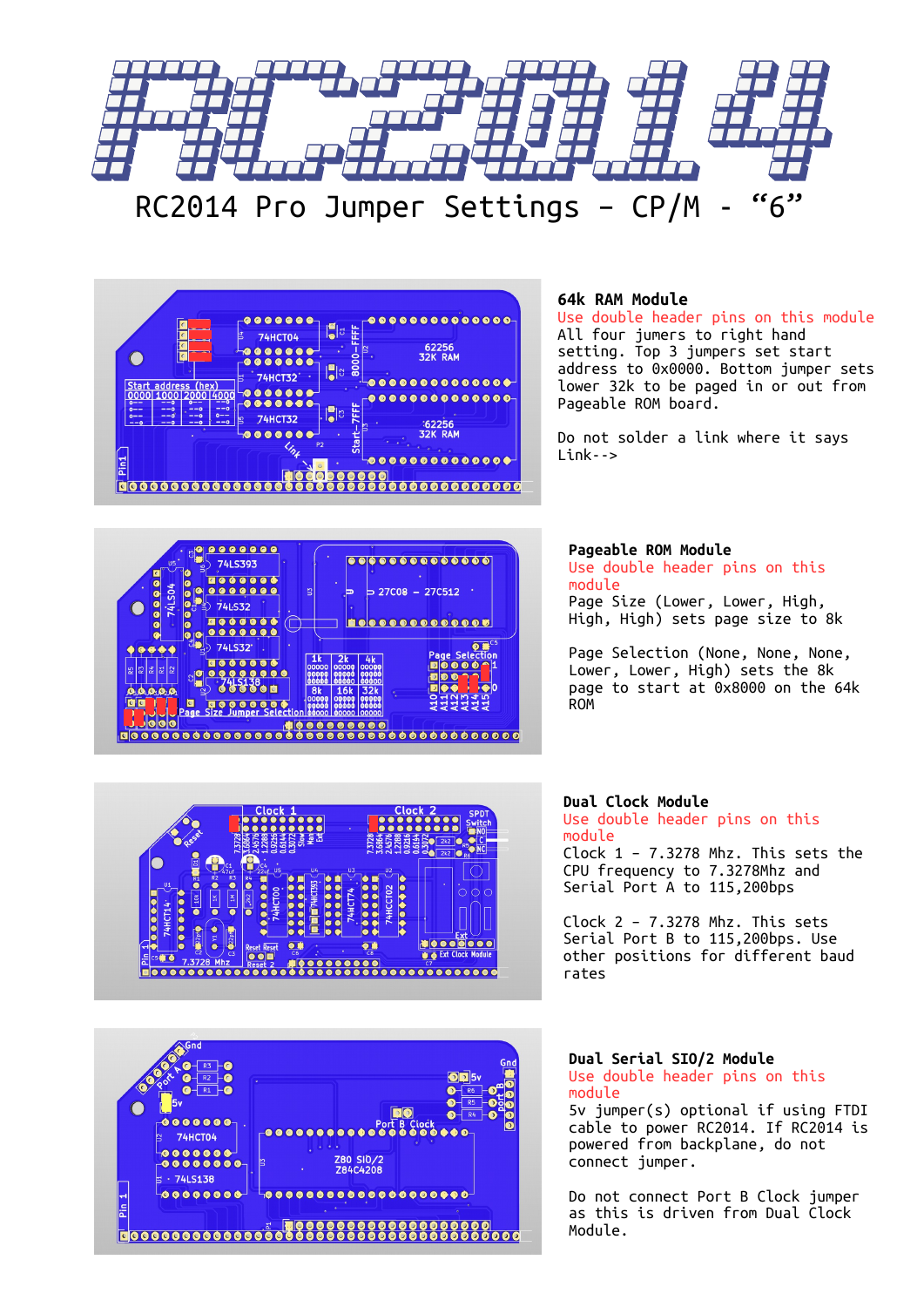# RC2014 Pro Jumper Settings - CP/M - “6”

### 64k RAM Module

Use double header pins on this module

All four jumers to right hand setting. Top 3 jumpers set start address to 0x0000. Bottom jumper sets lower 32k to be paged in or out from Pageable ROM board.

Do not solder a link where it says Link-->

### Pageable ROM Module

Use double header pins on this module

Page Size (Lower, Lower, High, High, High) sets page size to 8k

Page Selection (None, None, None, Lower, Lower, High) sets the 8k page to start at 0x8000 on the 64k ROM

### Dual Clock Module

Use double header pins on this module

Clock 1 - 7.3278 Mhz. This sets the CPU frequency to 7.3278Mhz and Serial Port A to 115,200bps

Clock 2 - 7.3278 Mhz. This sets Serial Port B to 115,200bps. Use other positions for different baud rates

### Dual Serial SIO/2 Module

Use double header pins on this module

5v jumper(s) optional if using FTDI cable to power RC2014. If RC2014 is powered from backplane, do not connect jumper.

Do not connect Port B Clock jumper as this is driven from Dual Clock Module.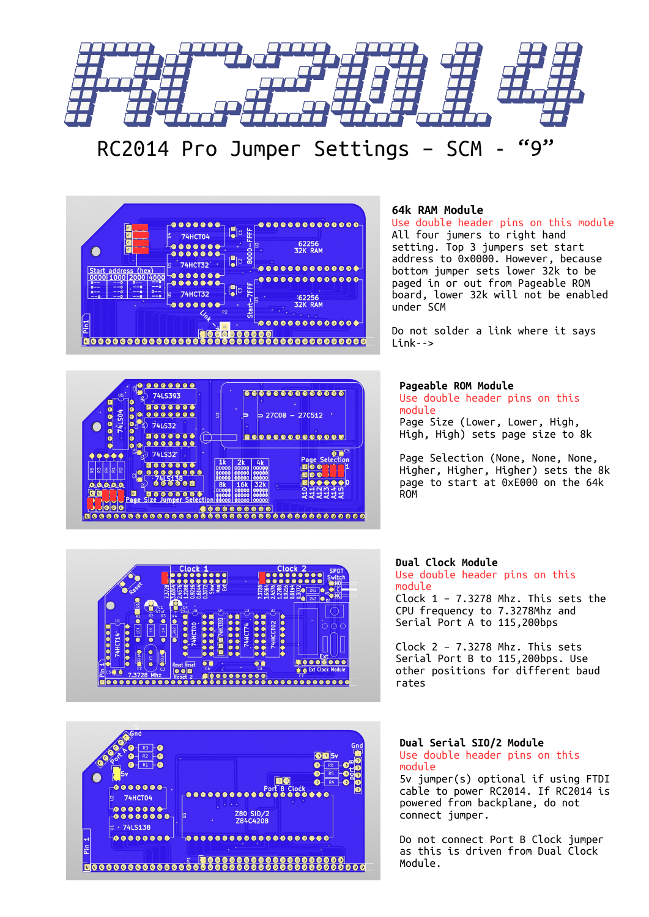# RC2014

## RC2014 Pro Jumper Settings – SCM – "9"

### 64k RAM Module

Use double header pins on this module

All four jumers to right hand setting. Top 3 jumpers set start address to 0x0000. However, because bottom jumper sets lower 32k to be paged in or out from Pageable ROM board, lower 32k will not be enabled under SCM

Do not solder a link where it says Link-->

### Pageable ROM Module

Use double header pins on this module

Page Size (Lower, Lower, High, High, High) sets page size to 8k

Page Selection (None, None, None, Higher, Higher, Higher) sets the 8k page to start at 0xE000 on the 64k ROM

### Dual Clock Module

Use double header pins on this module

Clock 1 - 7.3278 Mhz. This sets the CPU frequency to 7.3278Mhz and Serial Port A to 115,200bps

Clock 2 - 7.3278 Mhz. This sets Serial Port B to 115,200bps. Use other positions for different baud rates

### Dual Serial SIO/2 Module

Use double header pins on this module

5v jumper(s) optional if using FTDI cable to power RC2014. If RC2014 is powered from backplane, do not connect jumper.

Do not connect Port B Clock jumper as this is driven from Dual Clock Module.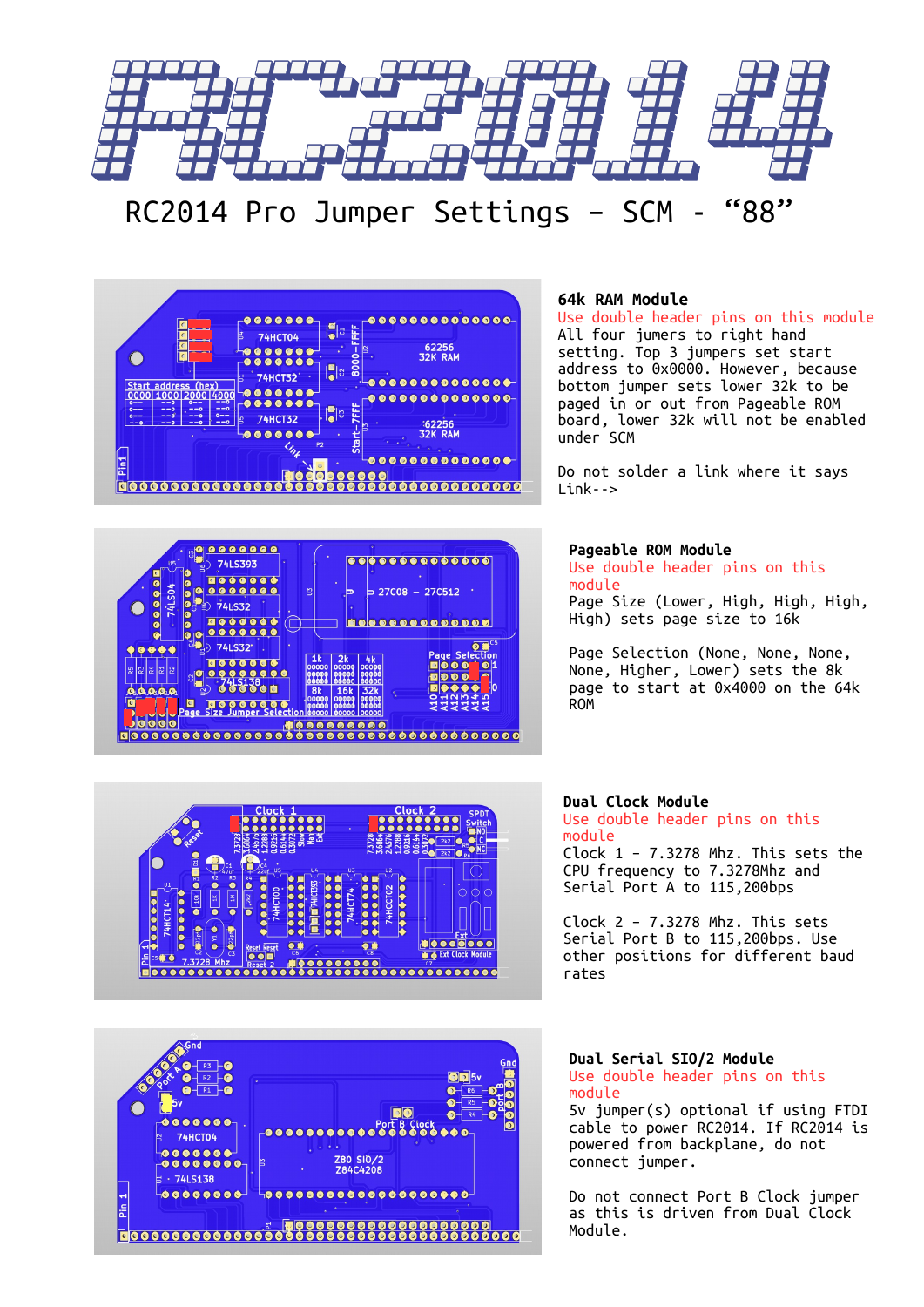# RC2014

## RC2014 Pro Jumper Settings – SCM – “88”

**64k RAM Module**
Use double header pins on this module
All four jumers to right hand setting. Top 3 jumpers set start address to 0x0000. However, because bottom jumper sets lower 32k to be paged in or out from Pageable ROM board, lower 32k will not be enabled under SCM

Do not solder a link where it says Link-->

**Pageable ROM Module**
Use double header pins on this module
Page Size (Lower, High, High, High, High) sets page size to 16k

Page Selection (None, None, None, None, Higher, Lower) sets the 8k page to start at 0x4000 on the 64k ROM

**Dual Clock Module**
Use double header pins on this module
Clock 1 - 7.3278 Mhz. This sets the CPU frequency to 7.3278Mhz and Serial Port A to 115,200bps

Clock 2 - 7.3278 Mhz. This sets Serial Port B to 115,200bps. Use other positions for different baud rates

**Dual Serial SIO/2 Module**
Use double header pins on this module
5v jumper(s) optional if using FTDI cable to power RC2014. If RC2014 is powered from backplane, do not connect jumper.

Do not connect Port B Clock jumper as this is driven from Dual Clock Module.